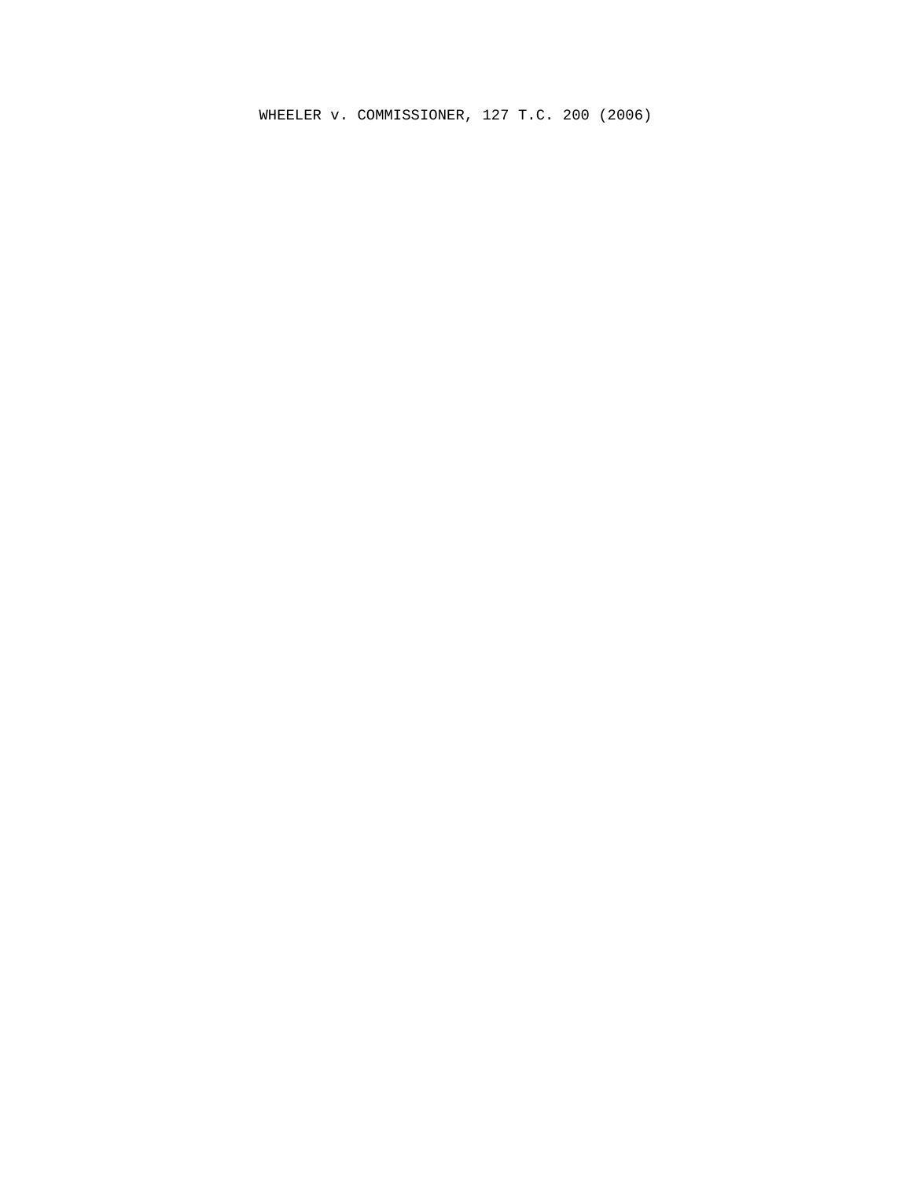# WHEELER v. COMMISSIONER, 127 T.C. 200 (2006)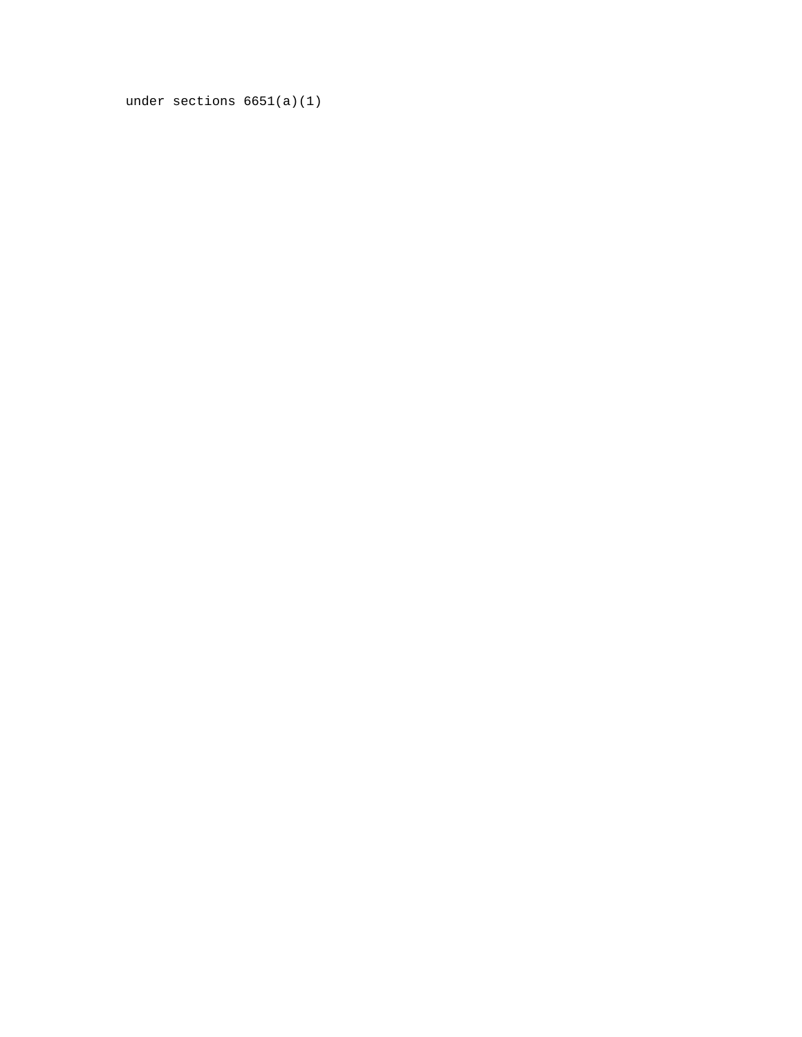under sections 6651(a)(1)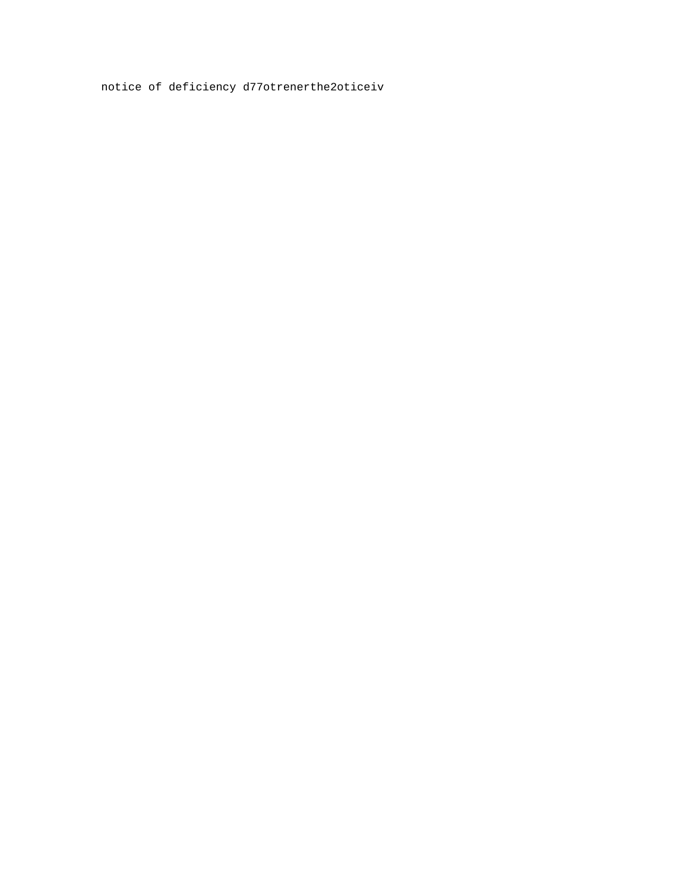notice of deficiency d77otrenerthe2oticeiv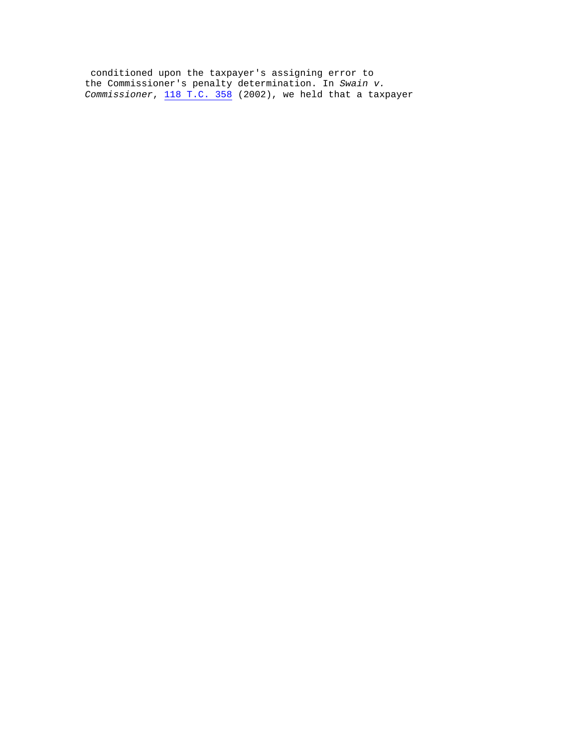conditioned upon the taxpayer's assigning error to the Commissioner's penalty determination. In *Swain v. Commissioner*, 118 T.C. 358 (2002), we held that a taxpayer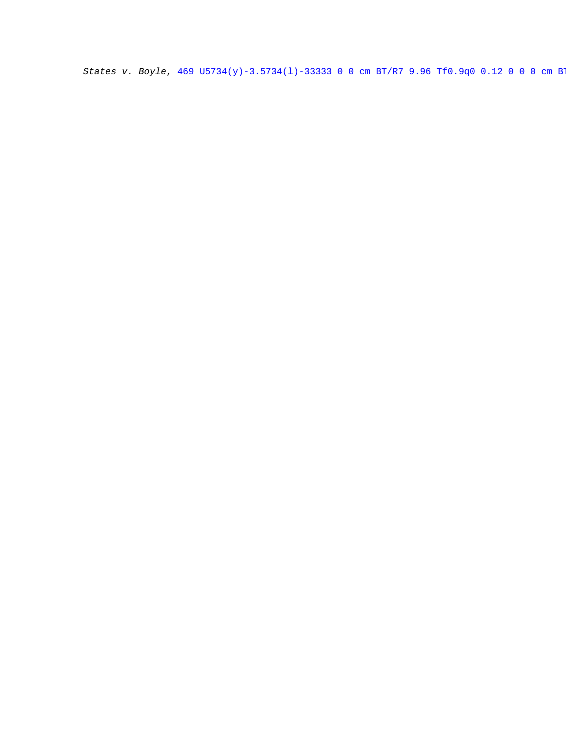*States v. Boyle*, 469 U5734(y)-3.5734(l)-33333 0 0 cm BT/R7 9.96 Tf0.9q0 0.12 0 0 0 cm BT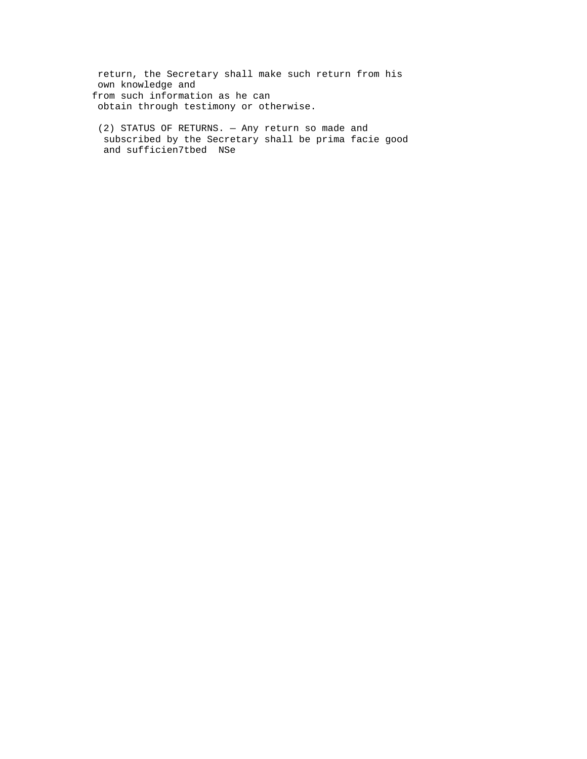return, the Secretary shall make such return from his own knowledge and from such information as he can obtain through testimony or otherwise.

(2) STATUS OF RETURNS. — Any return so made and subscribed by the Secretary shall be prima facie good and sufficien7tbed NSe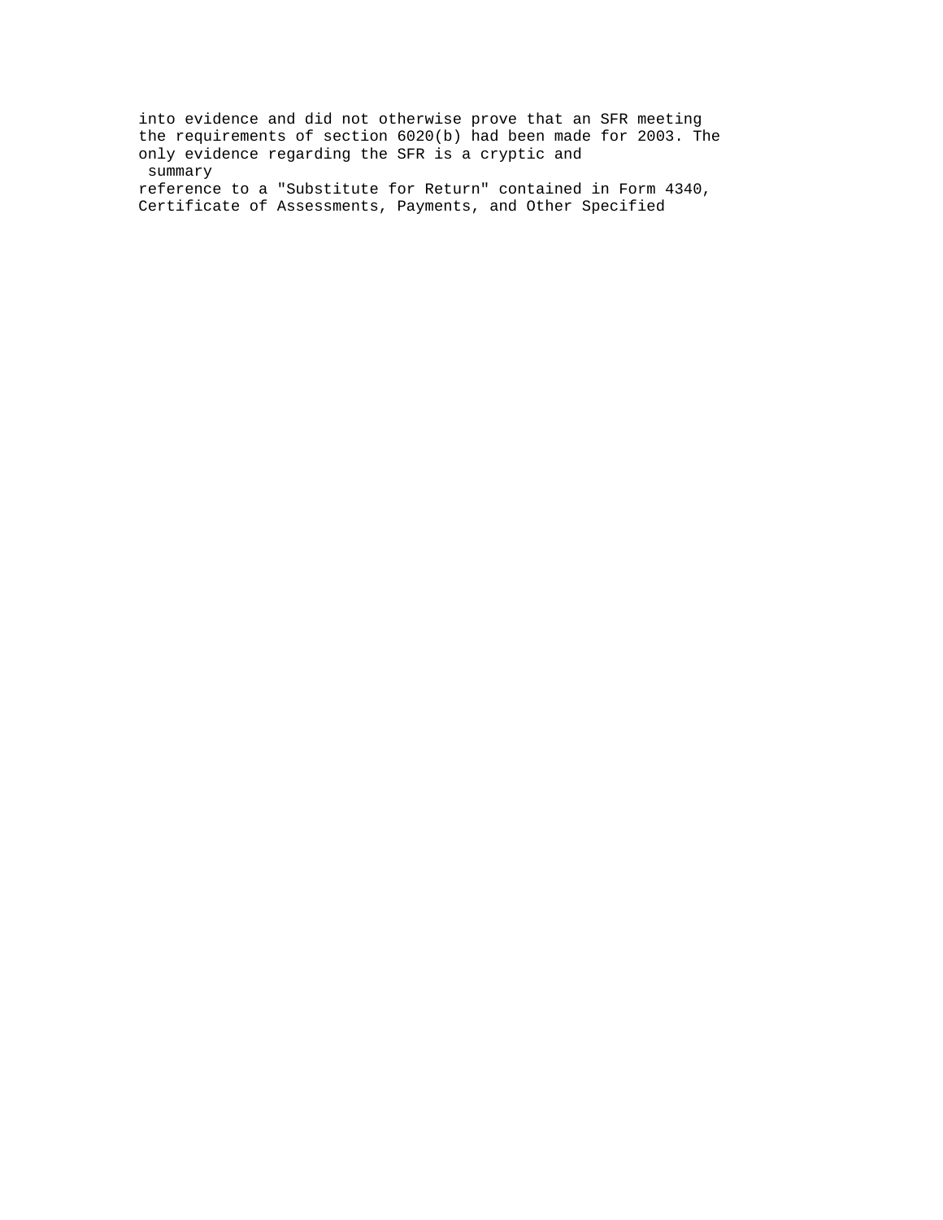into evidence and did not otherwise prove that an SFR meeting the requirements of section 6020(b) had been made for 2003. The only evidence regarding the SFR is a cryptic and summary reference to a "Substitute for Return" contained in Form 4340, Certificate of Assessments, Payments, and Other Specified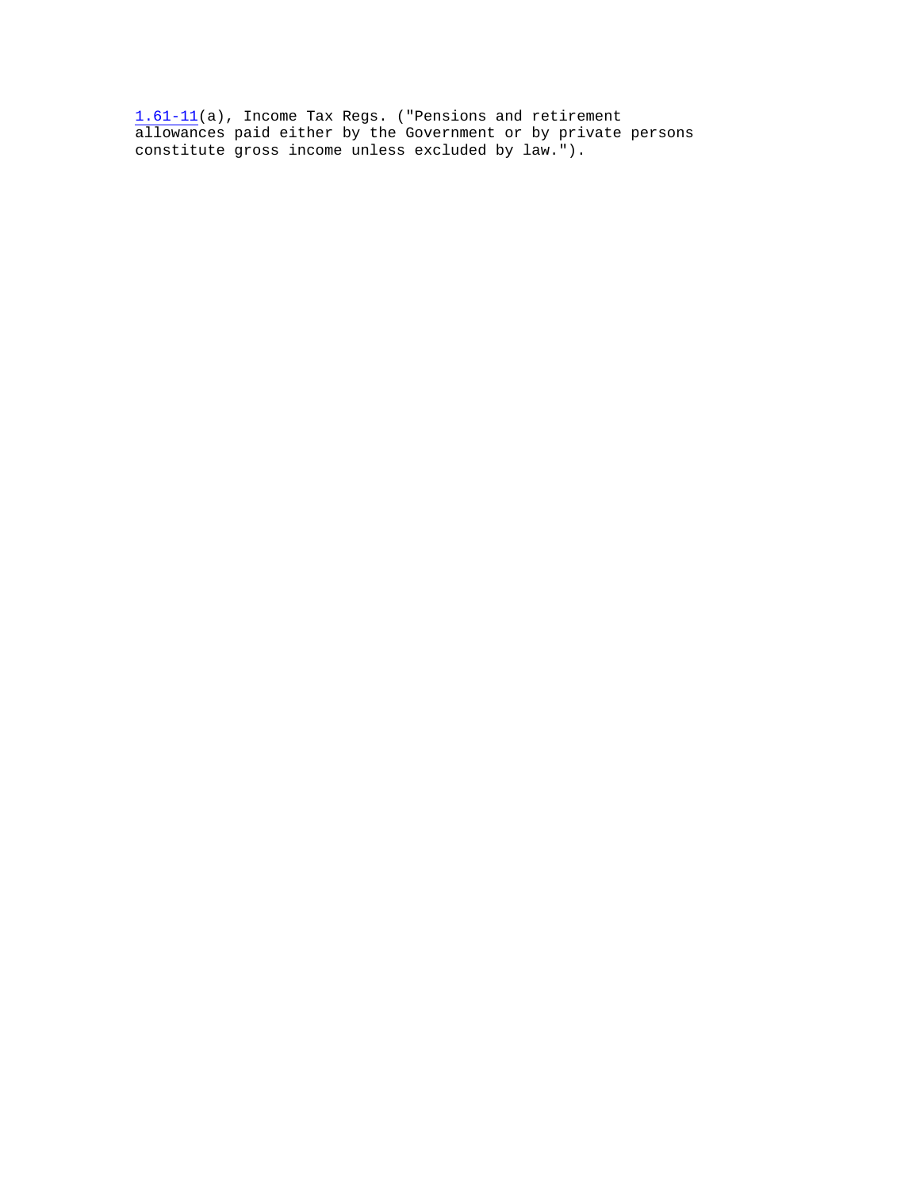1.61-11(a), Income Tax Regs. ("Pensions and retirement allowances paid either by the Government or by private persons constitute gross income unless excluded by law.").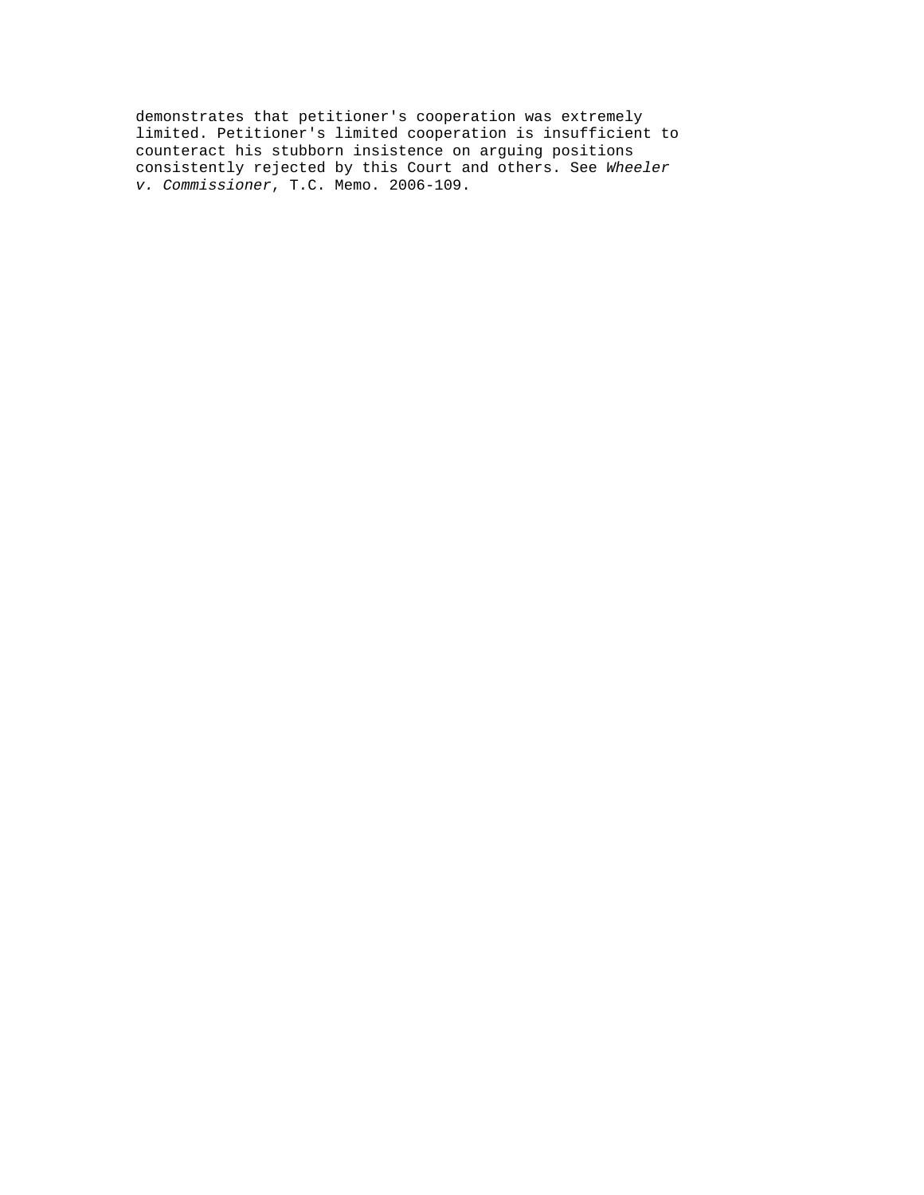demonstrates that petitioner's cooperation was extremely limited. Petitioner's limited cooperation is insufficient to counteract his stubborn insistence on arguing positions consistently rejected by this Court and others. See *Wheeler v. Commissioner*, T.C. Memo. 2006-109.